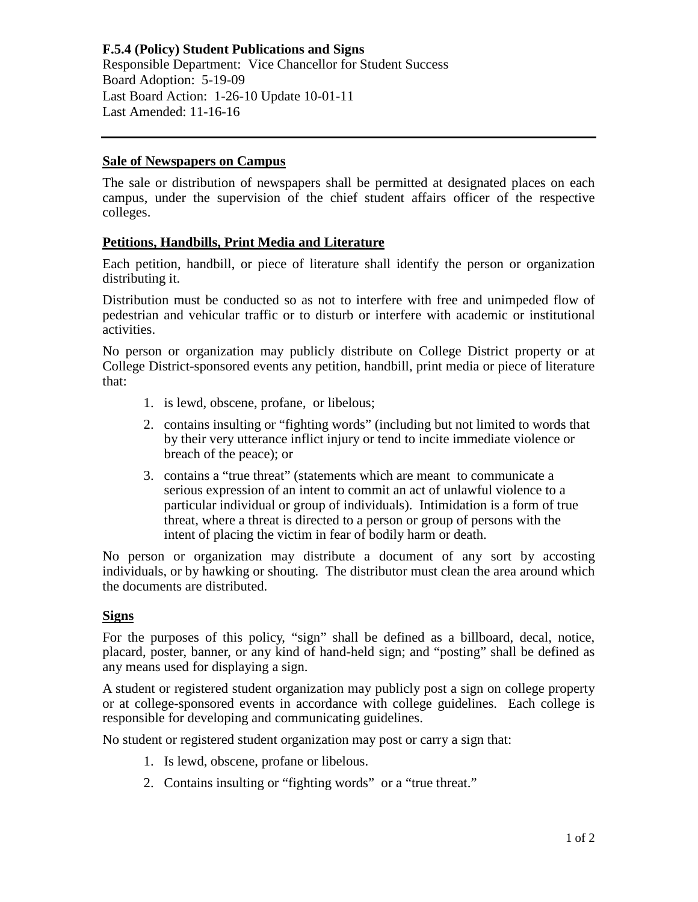**F.5.4 (Policy) Student Publications and Signs**

Responsible Department: Vice Chancellor for Student Success
Board Adoption: 5-19-09
Last Board Action: 1-26-10 Update 10-01-11
Last Amended: 11-16-16

---

## Sale of Newspapers on Campus

The sale or distribution of newspapers shall be permitted at designated places on each campus, under the supervision of the chief student affairs officer of the respective colleges.

## Petitions, Handbills, Print Media and Literature

Each petition, handbill, or piece of literature shall identify the person or organization distributing it.

Distribution must be conducted so as not to interfere with free and unimpeded flow of pedestrian and vehicular traffic or to disturb or interfere with academic or institutional activities.

No person or organization may publicly distribute on College District property or at College District-sponsored events any petition, handbill, print media or piece of literature that:

1. is lewd, obscene, profane, or libelous;
2. contains insulting or "fighting words" (including but not limited to words that by their very utterance inflict injury or tend to incite immediate violence or breach of the peace); or
3. contains a "true threat" (statements which are meant to communicate a serious expression of an intent to commit an act of unlawful violence to a particular individual or group of individuals). Intimidation is a form of true threat, where a threat is directed to a person or group of persons with the intent of placing the victim in fear of bodily harm or death.

No person or organization may distribute a document of any sort by accosting individuals, or by hawking or shouting. The distributor must clean the area around which the documents are distributed.

## Signs

For the purposes of this policy, "sign" shall be defined as a billboard, decal, notice, placard, poster, banner, or any kind of hand-held sign; and "posting" shall be defined as any means used for displaying a sign.

A student or registered student organization may publicly post a sign on college property or at college-sponsored events in accordance with college guidelines. Each college is responsible for developing and communicating guidelines.

No student or registered student organization may post or carry a sign that:

1. Is lewd, obscene, profane or libelous.
2. Contains insulting or "fighting words" or a "true threat."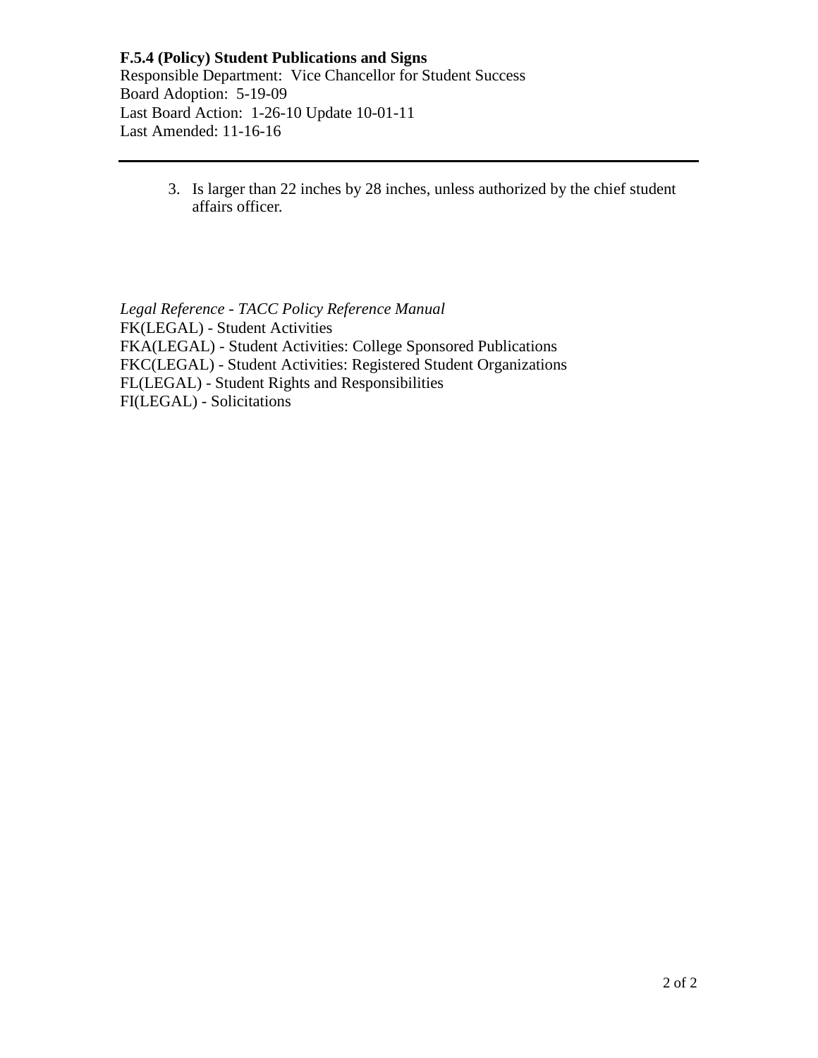3. Is larger than 22 inches by 28 inches, unless authorized by the chief student affairs officer.

*Legal Reference - TACC Policy Reference Manual*
FK(LEGAL) - Student Activities
FKA(LEGAL) - Student Activities: College Sponsored Publications
FKC(LEGAL) - Student Activities: Registered Student Organizations
FL(LEGAL) - Student Rights and Responsibilities
FI(LEGAL) - Solicitations